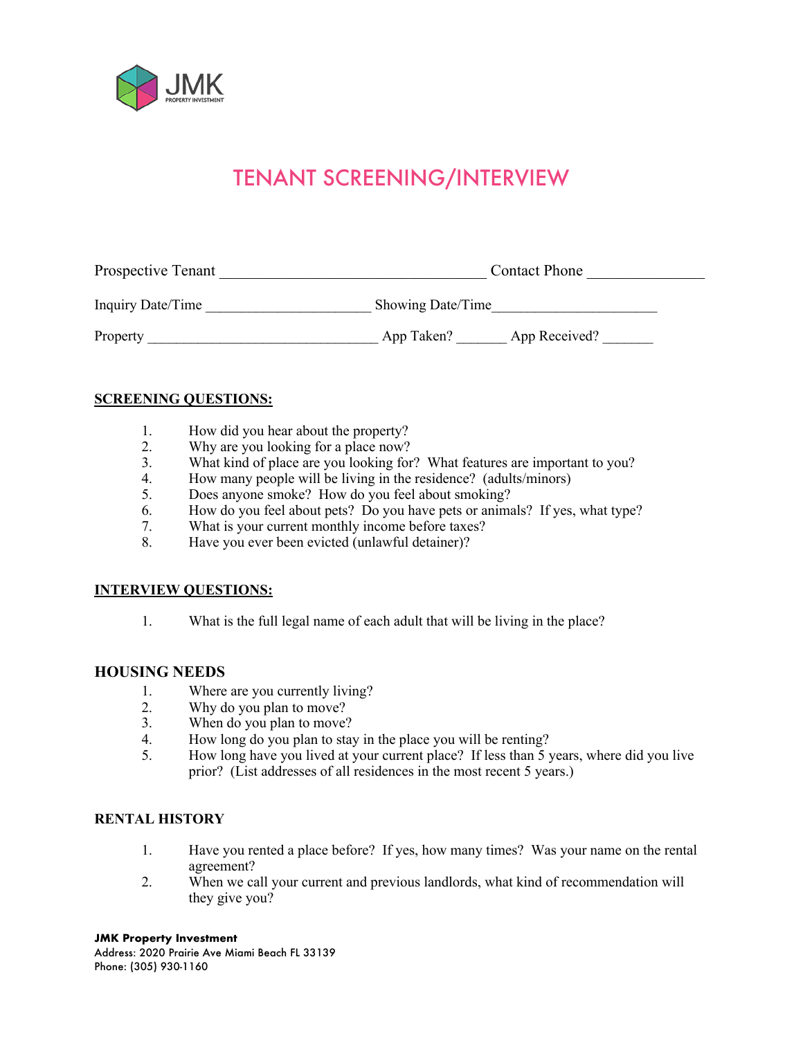JMK
PROPERTY INVESTMENT

# TENANT SCREENING/INTERVIEW

Prospective Tenant ________________________________ Contact Phone _______________

Inquiry Date/Time ______________________ Showing Date/Time______________________

Property ______________________________ App Taken? _______ App Received? _______

## SCREENING QUESTIONS:

1. How did you hear about the property?
2. Why are you looking for a place now?
3. What kind of place are you looking for? What features are important to you?
4. How many people will be living in the residence? (adults/minors)
5. Does anyone smoke? How do you feel about smoking?
6. How do you feel about pets? Do you have pets or animals? If yes, what type?
7. What is your current monthly income before taxes?
8. Have you ever been evicted (unlawful detainer)?

## INTERVIEW QUESTIONS:

1. What is the full legal name of each adult that will be living in the place?

## HOUSING NEEDS

1. Where are you currently living?
2. Why do you plan to move?
3. When do you plan to move?
4. How long do you plan to stay in the place you will be renting?
5. How long have you lived at your current place? If less than 5 years, where did you live prior? (List addresses of all residences in the most recent 5 years.)

## RENTAL HISTORY

1. Have you rented a place before? If yes, how many times? Was your name on the rental agreement?
2. When we call your current and previous landlords, what kind of recommendation will they give you?

**JMK Property Investment**
Address: 2020 Prairie Ave Miami Beach FL 33139
Phone: (305) 930-1160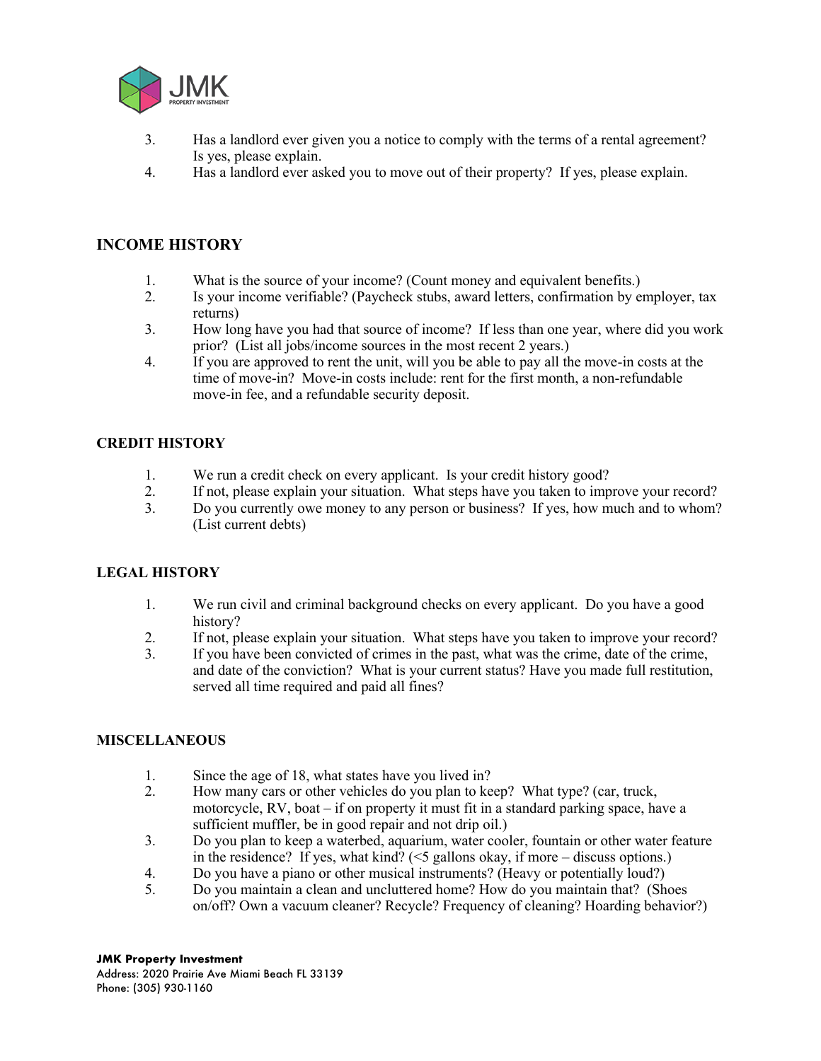3. Has a landlord ever given you a notice to comply with the terms of a rental agreement? Is yes, please explain.
4. Has a landlord ever asked you to move out of their property? If yes, please explain.

## INCOME HISTORY

1. What is the source of your income? (Count money and equivalent benefits.)
2. Is your income verifiable? (Paycheck stubs, award letters, confirmation by employer, tax returns)
3. How long have you had that source of income? If less than one year, where did you work prior? (List all jobs/income sources in the most recent 2 years.)
4. If you are approved to rent the unit, will you be able to pay all the move-in costs at the time of move-in? Move-in costs include: rent for the first month, a non-refundable move-in fee, and a refundable security deposit.

## CREDIT HISTORY

1. We run a credit check on every applicant. Is your credit history good?
2. If not, please explain your situation. What steps have you taken to improve your record?
3. Do you currently owe money to any person or business? If yes, how much and to whom? (List current debts)

## LEGAL HISTORY

1. We run civil and criminal background checks on every applicant. Do you have a good history?
2. If not, please explain your situation. What steps have you taken to improve your record?
3. If you have been convicted of crimes in the past, what was the crime, date of the crime, and date of the conviction? What is your current status? Have you made full restitution, served all time required and paid all fines?

## MISCELLANEOUS

1. Since the age of 18, what states have you lived in?
2. How many cars or other vehicles do you plan to keep? What type? (car, truck, motorcycle, RV, boat – if on property it must fit in a standard parking space, have a sufficient muffler, be in good repair and not drip oil.)
3. Do you plan to keep a waterbed, aquarium, water cooler, fountain or other water feature in the residence? If yes, what kind? (<5 gallons okay, if more – discuss options.)
4. Do you have a piano or other musical instruments? (Heavy or potentially loud?)
5. Do you maintain a clean and uncluttered home? How do you maintain that? (Shoes on/off? Own a vacuum cleaner? Recycle? Frequency of cleaning? Hoarding behavior?)

**JMK Property Investment**
Address: 2020 Prairie Ave Miami Beach FL 33139
Phone: (305) 930-1160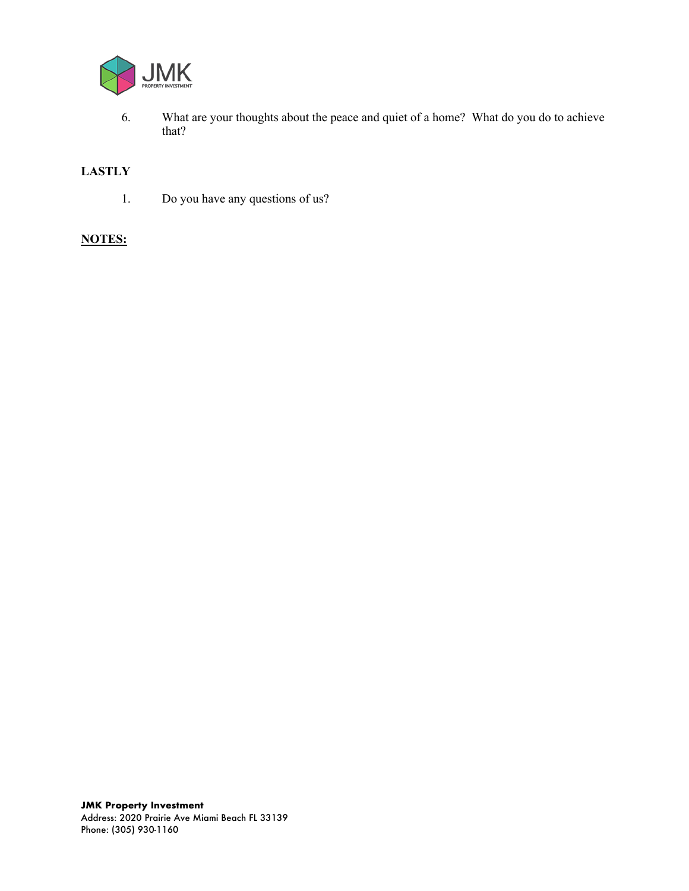6. What are your thoughts about the peace and quiet of a home? What do you do to achieve that?

**LASTLY**

1. Do you have any questions of us?

**NOTES:**

**JMK Property Investment**
Address: 2020 Prairie Ave Miami Beach FL 33139
Phone: (305) 930-1160